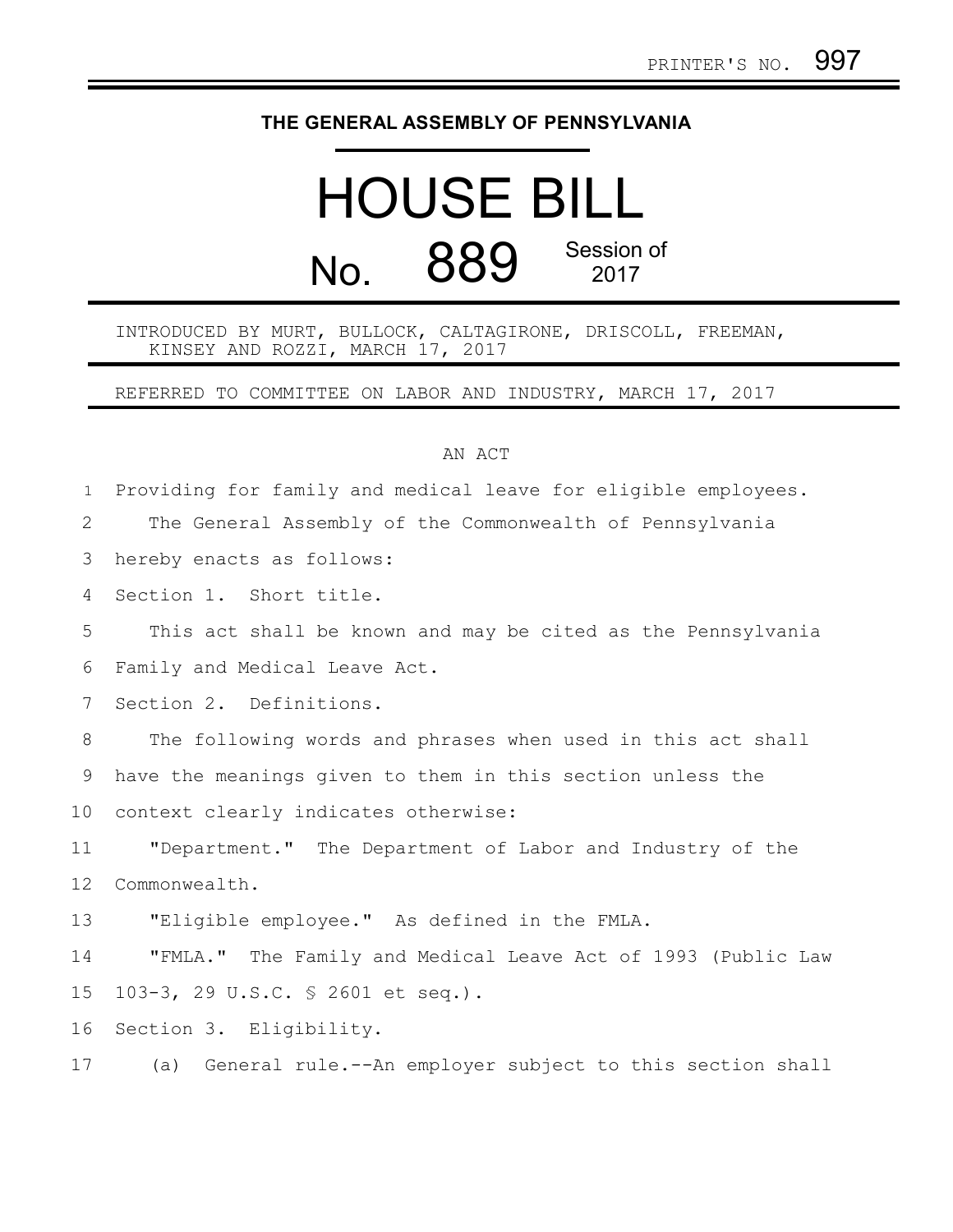PRINTER'S NO. 997

# THE GENERAL ASSEMBLY OF PENNSYLVANIA

# HOUSE BILL

## No. 889 Session of 2017

INTRODUCED BY MURT, BULLOCK, CALTAGIRONE, DRISCOLL, FREEMAN, KINSEY AND ROZZI, MARCH 17, 2017

REFERRED TO COMMITTEE ON LABOR AND INDUSTRY, MARCH 17, 2017

AN ACT

Providing for family and medical leave for eligible employees.

The General Assembly of the Commonwealth of Pennsylvania hereby enacts as follows:

Section 1. Short title.

This act shall be known and may be cited as the Pennsylvania Family and Medical Leave Act.

Section 2. Definitions.

The following words and phrases when used in this act shall have the meanings given to them in this section unless the context clearly indicates otherwise:

"Department." The Department of Labor and Industry of the Commonwealth.

"Eligible employee." As defined in the FMLA.

"FMLA." The Family and Medical Leave Act of 1993 (Public Law 103-3, 29 U.S.C. § 2601 et seq.).

Section 3. Eligibility.

(a) General rule.--An employer subject to this section shall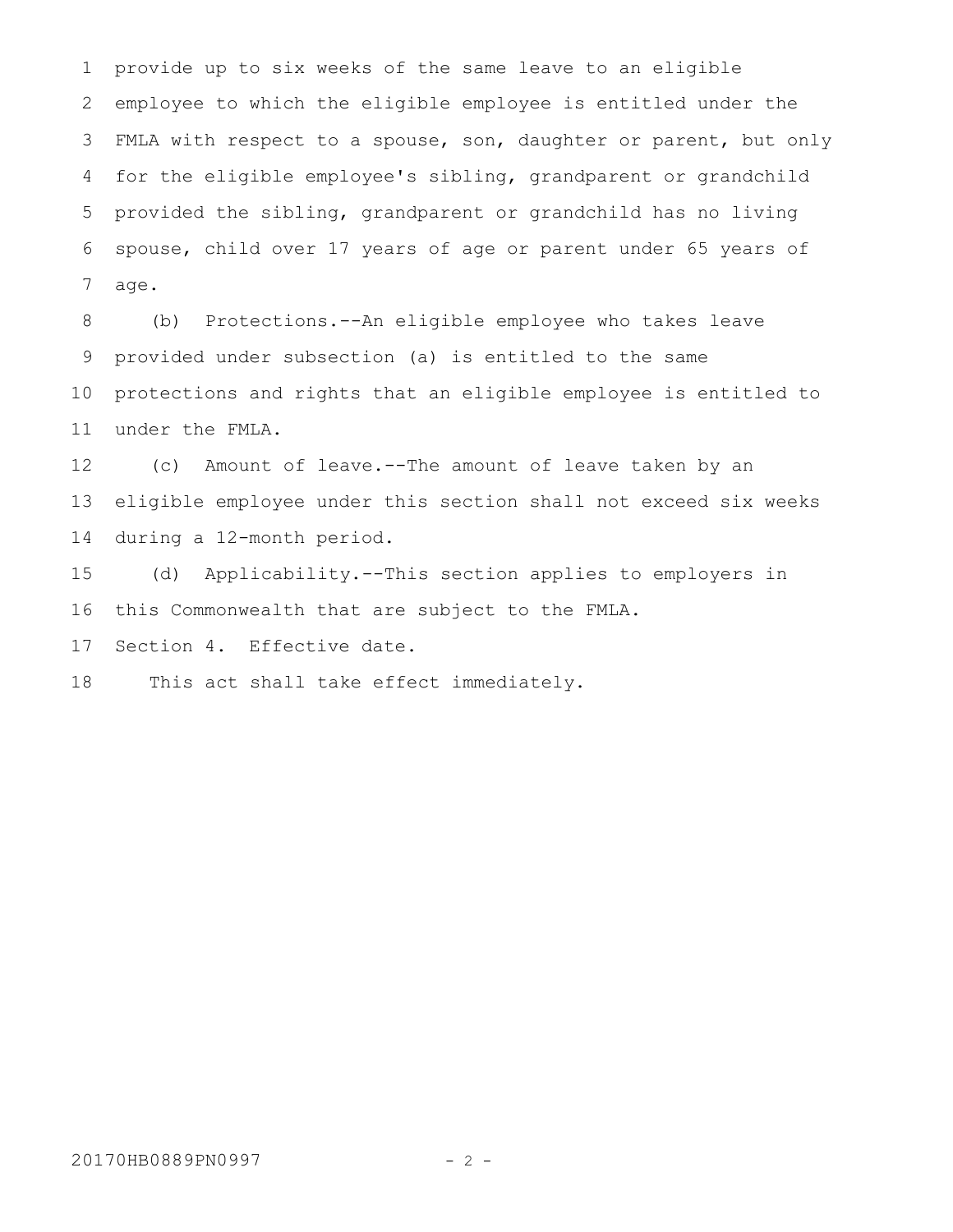provide up to six weeks of the same leave to an eligible employee to which the eligible employee is entitled under the FMLA with respect to a spouse, son, daughter or parent, but only for the eligible employee's sibling, grandparent or grandchild provided the sibling, grandparent or grandchild has no living spouse, child over 17 years of age or parent under 65 years of age.

(b) Protections.--An eligible employee who takes leave provided under subsection (a) is entitled to the same protections and rights that an eligible employee is entitled to under the FMLA.

(c) Amount of leave.--The amount of leave taken by an eligible employee under this section shall not exceed six weeks during a 12-month period.

(d) Applicability.--This section applies to employers in this Commonwealth that are subject to the FMLA.

Section 4. Effective date.

This act shall take effect immediately.